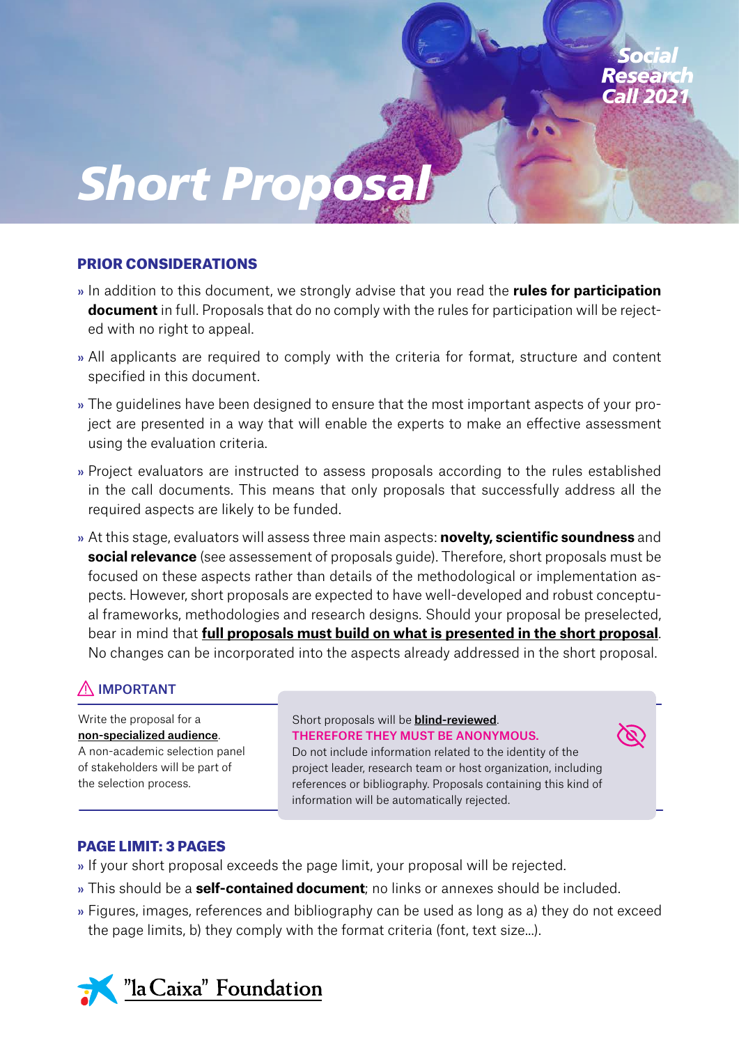Social Research Call 2021

# Short Proposal

## PRIOR CONSIDERATIONS

- In addition to this document, we strongly advise that you read the **rules for participation document** in full. Proposals that do no comply with the rules for participation will be rejected with no right to appeal.
- All applicants are required to comply with the criteria for format, structure and content specified in this document.
- The guidelines have been designed to ensure that the most important aspects of your project are presented in a way that will enable the experts to make an effective assessment using the evaluation criteria.
- Project evaluators are instructed to assess proposals according to the rules established in the call documents. This means that only proposals that successfully address all the required aspects are likely to be funded.
- At this stage, evaluators will assess three main aspects: **novelty, scientific soundness** and **social relevance** (see assessement of proposals guide). Therefore, short proposals must be focused on these aspects rather than details of the methodological or implementation aspects. However, short proposals are expected to have well-developed and robust conceptual frameworks, methodologies and research designs. Should your proposal be preselected, bear in mind that **full proposals must build on what is presented in the short proposal**. No changes can be incorporated into the aspects already addressed in the short proposal.

### ⚠ IMPORTANT

Write the proposal for a **non-specialized audience**. A non-academic selection panel of stakeholders will be part of the selection process.

Short proposals will be **blind-reviewed**.
**THEREFORE THEY MUST BE ANONYMOUS.**
Do not include information related to the identity of the project leader, research team or host organization, including references or bibliography. Proposals containing this kind of information will be automatically rejected.

## PAGE LIMIT: 3 PAGES

- If your short proposal exceeds the page limit, your proposal will be rejected.
- This should be a **self-contained document**; no links or annexes should be included.
- Figures, images, references and bibliography can be used as long as a) they do not exceed the page limits, b) they comply with the format criteria (font, text size...).

"la Caixa" Foundation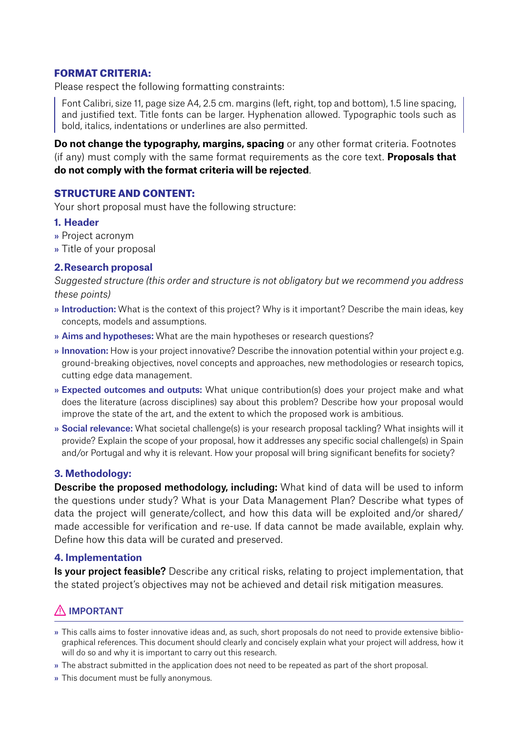## FORMAT CRITERIA:

Please respect the following formatting constraints:

> Font Calibri, size 11, page size A4, 2.5 cm. margins (left, right, top and bottom), 1.5 line spacing, and justified text. Title fonts can be larger. Hyphenation allowed. Typographic tools such as bold, italics, indentations or underlines are also permitted.

**Do not change the typography, margins, spacing** or any other format criteria. Footnotes (if any) must comply with the same format requirements as the core text. **Proposals that do not comply with the format criteria will be rejected**.

## STRUCTURE AND CONTENT:

Your short proposal must have the following structure:

### 1. Header

- Project acronym
- Title of your proposal

### 2. Research proposal

*Suggested structure (this order and structure is not obligatory but we recommend you address these points)*

- **Introduction:** What is the context of this project? Why is it important? Describe the main ideas, key concepts, models and assumptions.
- **Aims and hypotheses:** What are the main hypotheses or research questions?
- **Innovation:** How is your project innovative? Describe the innovation potential within your project e.g. ground-breaking objectives, novel concepts and approaches, new methodologies or research topics, cutting edge data management.
- **Expected outcomes and outputs:** What unique contribution(s) does your project make and what does the literature (across disciplines) say about this problem? Describe how your proposal would improve the state of the art, and the extent to which the proposed work is ambitious.
- **Social relevance:** What societal challenge(s) is your research proposal tackling? What insights will it provide? Explain the scope of your proposal, how it addresses any specific social challenge(s) in Spain and/or Portugal and why it is relevant. How your proposal will bring significant benefits for society?

### 3. Methodology:

**Describe the proposed methodology, including:** What kind of data will be used to inform the questions under study? What is your Data Management Plan? Describe what types of data the project will generate/collect, and how this data will be exploited and/or shared/made accessible for verification and re-use. If data cannot be made available, explain why. Define how this data will be curated and preserved.

### 4. Implementation

**Is your project feasible?** Describe any critical risks, relating to project implementation, that the stated project's objectives may not be achieved and detail risk mitigation measures.

### ⚠ IMPORTANT

- This calls aims to foster innovative ideas and, as such, short proposals do not need to provide extensive bibliographical references. This document should clearly and concisely explain what your project will address, how it will do so and why it is important to carry out this research.
- The abstract submitted in the application does not need to be repeated as part of the short proposal.
- This document must be fully anonymous.